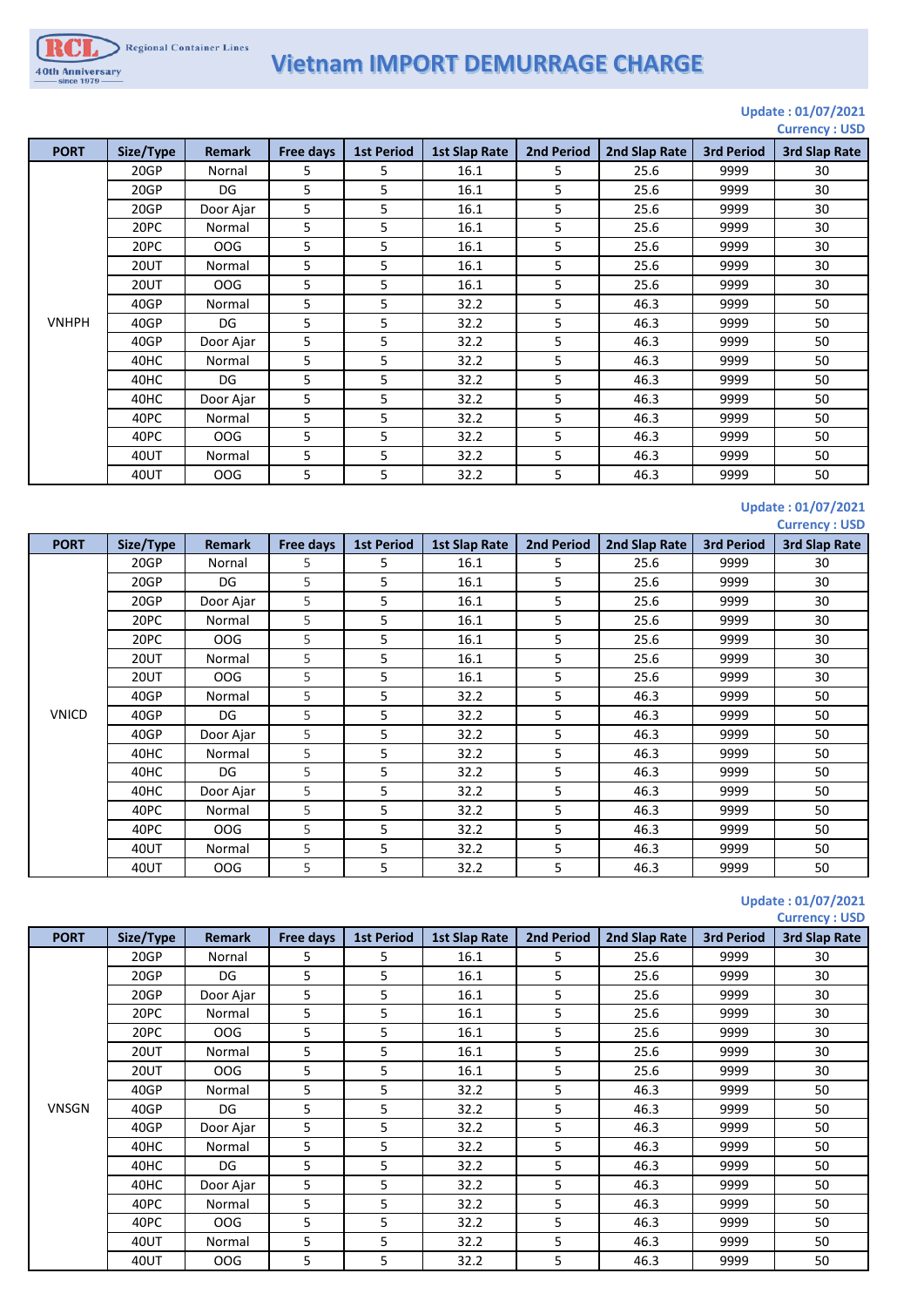Regional Container Lines

40th Anniversary since 1979

# Vietnam IMPORT DEMURRAGE CHARGE

Update : 01/07/2021
Currency : USD

| PORT | Size/Type | Remark | Free days | 1st Period | 1st Slap Rate | 2nd Period | 2nd Slap Rate | 3rd Period | 3rd Slap Rate |
|---|---|---|---|---|---|---|---|---|---|
| VNHPH | 20GP | Nornal | 5 | 5 | 16.1 | 5 | 25.6 | 9999 | 30 |
| | 20GP | DG | 5 | 5 | 16.1 | 5 | 25.6 | 9999 | 30 |
| | 20GP | Door Ajar | 5 | 5 | 16.1 | 5 | 25.6 | 9999 | 30 |
| | 20PC | Normal | 5 | 5 | 16.1 | 5 | 25.6 | 9999 | 30 |
| | 20PC | OOG | 5 | 5 | 16.1 | 5 | 25.6 | 9999 | 30 |
| | 20UT | Normal | 5 | 5 | 16.1 | 5 | 25.6 | 9999 | 30 |
| | 20UT | OOG | 5 | 5 | 16.1 | 5 | 25.6 | 9999 | 30 |
| | 40GP | Normal | 5 | 5 | 32.2 | 5 | 46.3 | 9999 | 50 |
| | 40GP | DG | 5 | 5 | 32.2 | 5 | 46.3 | 9999 | 50 |
| | 40GP | Door Ajar | 5 | 5 | 32.2 | 5 | 46.3 | 9999 | 50 |
| | 40HC | Normal | 5 | 5 | 32.2 | 5 | 46.3 | 9999 | 50 |
| | 40HC | DG | 5 | 5 | 32.2 | 5 | 46.3 | 9999 | 50 |
| | 40HC | Door Ajar | 5 | 5 | 32.2 | 5 | 46.3 | 9999 | 50 |
| | 40PC | Normal | 5 | 5 | 32.2 | 5 | 46.3 | 9999 | 50 |
| | 40PC | OOG | 5 | 5 | 32.2 | 5 | 46.3 | 9999 | 50 |
| | 40UT | Normal | 5 | 5 | 32.2 | 5 | 46.3 | 9999 | 50 |
| | 40UT | OOG | 5 | 5 | 32.2 | 5 | 46.3 | 9999 | 50 |

Update : 01/07/2021
Currency : USD

| PORT | Size/Type | Remark | Free days | 1st Period | 1st Slap Rate | 2nd Period | 2nd Slap Rate | 3rd Period | 3rd Slap Rate |
|---|---|---|---|---|---|---|---|---|---|
| VNICD | 20GP | Nornal | 5 | 5 | 16.1 | 5 | 25.6 | 9999 | 30 |
| | 20GP | DG | 5 | 5 | 16.1 | 5 | 25.6 | 9999 | 30 |
| | 20GP | Door Ajar | 5 | 5 | 16.1 | 5 | 25.6 | 9999 | 30 |
| | 20PC | Normal | 5 | 5 | 16.1 | 5 | 25.6 | 9999 | 30 |
| | 20PC | OOG | 5 | 5 | 16.1 | 5 | 25.6 | 9999 | 30 |
| | 20UT | Normal | 5 | 5 | 16.1 | 5 | 25.6 | 9999 | 30 |
| | 20UT | OOG | 5 | 5 | 16.1 | 5 | 25.6 | 9999 | 30 |
| | 40GP | Normal | 5 | 5 | 32.2 | 5 | 46.3 | 9999 | 50 |
| | 40GP | DG | 5 | 5 | 32.2 | 5 | 46.3 | 9999 | 50 |
| | 40GP | Door Ajar | 5 | 5 | 32.2 | 5 | 46.3 | 9999 | 50 |
| | 40HC | Normal | 5 | 5 | 32.2 | 5 | 46.3 | 9999 | 50 |
| | 40HC | DG | 5 | 5 | 32.2 | 5 | 46.3 | 9999 | 50 |
| | 40HC | Door Ajar | 5 | 5 | 32.2 | 5 | 46.3 | 9999 | 50 |
| | 40PC | Normal | 5 | 5 | 32.2 | 5 | 46.3 | 9999 | 50 |
| | 40PC | OOG | 5 | 5 | 32.2 | 5 | 46.3 | 9999 | 50 |
| | 40UT | Normal | 5 | 5 | 32.2 | 5 | 46.3 | 9999 | 50 |
| | 40UT | OOG | 5 | 5 | 32.2 | 5 | 46.3 | 9999 | 50 |

Update : 01/07/2021
Currency : USD

| PORT | Size/Type | Remark | Free days | 1st Period | 1st Slap Rate | 2nd Period | 2nd Slap Rate | 3rd Period | 3rd Slap Rate |
|---|---|---|---|---|---|---|---|---|---|
| VNSGN | 20GP | Nornal | 5 | 5 | 16.1 | 5 | 25.6 | 9999 | 30 |
| | 20GP | DG | 5 | 5 | 16.1 | 5 | 25.6 | 9999 | 30 |
| | 20GP | Door Ajar | 5 | 5 | 16.1 | 5 | 25.6 | 9999 | 30 |
| | 20PC | Normal | 5 | 5 | 16.1 | 5 | 25.6 | 9999 | 30 |
| | 20PC | OOG | 5 | 5 | 16.1 | 5 | 25.6 | 9999 | 30 |
| | 20UT | Normal | 5 | 5 | 16.1 | 5 | 25.6 | 9999 | 30 |
| | 20UT | OOG | 5 | 5 | 16.1 | 5 | 25.6 | 9999 | 30 |
| | 40GP | Normal | 5 | 5 | 32.2 | 5 | 46.3 | 9999 | 50 |
| | 40GP | DG | 5 | 5 | 32.2 | 5 | 46.3 | 9999 | 50 |
| | 40GP | Door Ajar | 5 | 5 | 32.2 | 5 | 46.3 | 9999 | 50 |
| | 40HC | Normal | 5 | 5 | 32.2 | 5 | 46.3 | 9999 | 50 |
| | 40HC | DG | 5 | 5 | 32.2 | 5 | 46.3 | 9999 | 50 |
| | 40HC | Door Ajar | 5 | 5 | 32.2 | 5 | 46.3 | 9999 | 50 |
| | 40PC | Normal | 5 | 5 | 32.2 | 5 | 46.3 | 9999 | 50 |
| | 40PC | OOG | 5 | 5 | 32.2 | 5 | 46.3 | 9999 | 50 |
| | 40UT | Normal | 5 | 5 | 32.2 | 5 | 46.3 | 9999 | 50 |
| | 40UT | OOG | 5 | 5 | 32.2 | 5 | 46.3 | 9999 | 50 |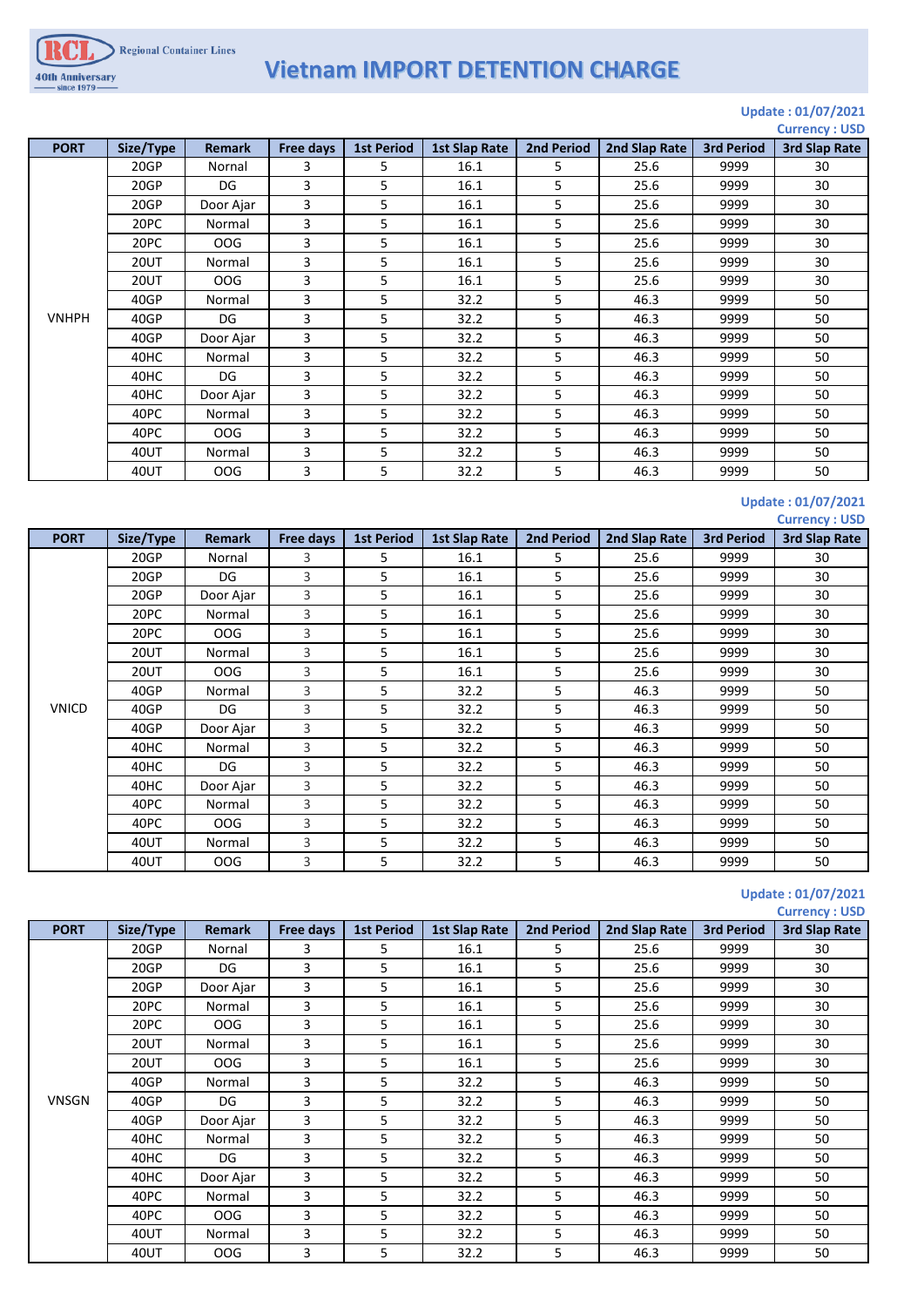Regional Container Lines

40th Anniversary since 1979

# Vietnam IMPORT DETENTION CHARGE

Update : 01/07/2021
Currency : USD

| PORT | Size/Type | Remark | Free days | 1st Period | 1st Slap Rate | 2nd Period | 2nd Slap Rate | 3rd Period | 3rd Slap Rate |
|---|---|---|---|---|---|---|---|---|---|
| VNHPH | 20GP | Nornal | 3 | 5 | 16.1 | 5 | 25.6 | 9999 | 30 |
| | 20GP | DG | 3 | 5 | 16.1 | 5 | 25.6 | 9999 | 30 |
| | 20GP | Door Ajar | 3 | 5 | 16.1 | 5 | 25.6 | 9999 | 30 |
| | 20PC | Normal | 3 | 5 | 16.1 | 5 | 25.6 | 9999 | 30 |
| | 20PC | OOG | 3 | 5 | 16.1 | 5 | 25.6 | 9999 | 30 |
| | 20UT | Normal | 3 | 5 | 16.1 | 5 | 25.6 | 9999 | 30 |
| | 20UT | OOG | 3 | 5 | 16.1 | 5 | 25.6 | 9999 | 30 |
| | 40GP | Normal | 3 | 5 | 32.2 | 5 | 46.3 | 9999 | 50 |
| | 40GP | DG | 3 | 5 | 32.2 | 5 | 46.3 | 9999 | 50 |
| | 40GP | Door Ajar | 3 | 5 | 32.2 | 5 | 46.3 | 9999 | 50 |
| | 40HC | Normal | 3 | 5 | 32.2 | 5 | 46.3 | 9999 | 50 |
| | 40HC | DG | 3 | 5 | 32.2 | 5 | 46.3 | 9999 | 50 |
| | 40HC | Door Ajar | 3 | 5 | 32.2 | 5 | 46.3 | 9999 | 50 |
| | 40PC | Normal | 3 | 5 | 32.2 | 5 | 46.3 | 9999 | 50 |
| | 40PC | OOG | 3 | 5 | 32.2 | 5 | 46.3 | 9999 | 50 |
| | 40UT | Normal | 3 | 5 | 32.2 | 5 | 46.3 | 9999 | 50 |
| | 40UT | OOG | 3 | 5 | 32.2 | 5 | 46.3 | 9999 | 50 |

Update : 01/07/2021
Currency : USD

| PORT | Size/Type | Remark | Free days | 1st Period | 1st Slap Rate | 2nd Period | 2nd Slap Rate | 3rd Period | 3rd Slap Rate |
|---|---|---|---|---|---|---|---|---|---|
| VNICD | 20GP | Nornal | 3 | 5 | 16.1 | 5 | 25.6 | 9999 | 30 |
| | 20GP | DG | 3 | 5 | 16.1 | 5 | 25.6 | 9999 | 30 |
| | 20GP | Door Ajar | 3 | 5 | 16.1 | 5 | 25.6 | 9999 | 30 |
| | 20PC | Normal | 3 | 5 | 16.1 | 5 | 25.6 | 9999 | 30 |
| | 20PC | OOG | 3 | 5 | 16.1 | 5 | 25.6 | 9999 | 30 |
| | 20UT | Normal | 3 | 5 | 16.1 | 5 | 25.6 | 9999 | 30 |
| | 20UT | OOG | 3 | 5 | 16.1 | 5 | 25.6 | 9999 | 30 |
| | 40GP | Normal | 3 | 5 | 32.2 | 5 | 46.3 | 9999 | 50 |
| | 40GP | DG | 3 | 5 | 32.2 | 5 | 46.3 | 9999 | 50 |
| | 40GP | Door Ajar | 3 | 5 | 32.2 | 5 | 46.3 | 9999 | 50 |
| | 40HC | Normal | 3 | 5 | 32.2 | 5 | 46.3 | 9999 | 50 |
| | 40HC | DG | 3 | 5 | 32.2 | 5 | 46.3 | 9999 | 50 |
| | 40HC | Door Ajar | 3 | 5 | 32.2 | 5 | 46.3 | 9999 | 50 |
| | 40PC | Normal | 3 | 5 | 32.2 | 5 | 46.3 | 9999 | 50 |
| | 40PC | OOG | 3 | 5 | 32.2 | 5 | 46.3 | 9999 | 50 |
| | 40UT | Normal | 3 | 5 | 32.2 | 5 | 46.3 | 9999 | 50 |
| | 40UT | OOG | 3 | 5 | 32.2 | 5 | 46.3 | 9999 | 50 |

Update : 01/07/2021
Currency : USD

| PORT | Size/Type | Remark | Free days | 1st Period | 1st Slap Rate | 2nd Period | 2nd Slap Rate | 3rd Period | 3rd Slap Rate |
|---|---|---|---|---|---|---|---|---|---|
| VNSGN | 20GP | Nornal | 3 | 5 | 16.1 | 5 | 25.6 | 9999 | 30 |
| | 20GP | DG | 3 | 5 | 16.1 | 5 | 25.6 | 9999 | 30 |
| | 20GP | Door Ajar | 3 | 5 | 16.1 | 5 | 25.6 | 9999 | 30 |
| | 20PC | Normal | 3 | 5 | 16.1 | 5 | 25.6 | 9999 | 30 |
| | 20PC | OOG | 3 | 5 | 16.1 | 5 | 25.6 | 9999 | 30 |
| | 20UT | Normal | 3 | 5 | 16.1 | 5 | 25.6 | 9999 | 30 |
| | 20UT | OOG | 3 | 5 | 16.1 | 5 | 25.6 | 9999 | 30 |
| | 40GP | Normal | 3 | 5 | 32.2 | 5 | 46.3 | 9999 | 50 |
| | 40GP | DG | 3 | 5 | 32.2 | 5 | 46.3 | 9999 | 50 |
| | 40GP | Door Ajar | 3 | 5 | 32.2 | 5 | 46.3 | 9999 | 50 |
| | 40HC | Normal | 3 | 5 | 32.2 | 5 | 46.3 | 9999 | 50 |
| | 40HC | DG | 3 | 5 | 32.2 | 5 | 46.3 | 9999 | 50 |
| | 40HC | Door Ajar | 3 | 5 | 32.2 | 5 | 46.3 | 9999 | 50 |
| | 40PC | Normal | 3 | 5 | 32.2 | 5 | 46.3 | 9999 | 50 |
| | 40PC | OOG | 3 | 5 | 32.2 | 5 | 46.3 | 9999 | 50 |
| | 40UT | Normal | 3 | 5 | 32.2 | 5 | 46.3 | 9999 | 50 |
| | 40UT | OOG | 3 | 5 | 32.2 | 5 | 46.3 | 9999 | 50 |